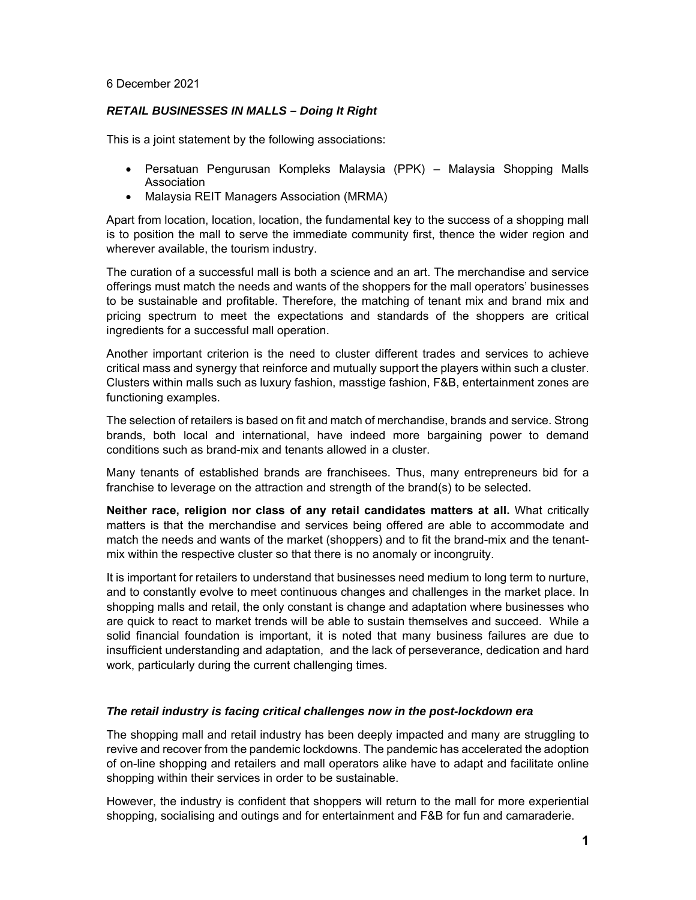6 December 2021

***RETAIL BUSINESSES IN MALLS – Doing It Right***

This is a joint statement by the following associations:

- Persatuan Pengurusan Kompleks Malaysia (PPK) – Malaysia Shopping Malls Association
- Malaysia REIT Managers Association (MRMA)

Apart from location, location, location, the fundamental key to the success of a shopping mall is to position the mall to serve the immediate community first, thence the wider region and wherever available, the tourism industry.

The curation of a successful mall is both a science and an art. The merchandise and service offerings must match the needs and wants of the shoppers for the mall operators' businesses to be sustainable and profitable. Therefore, the matching of tenant mix and brand mix and pricing spectrum to meet the expectations and standards of the shoppers are critical ingredients for a successful mall operation.

Another important criterion is the need to cluster different trades and services to achieve critical mass and synergy that reinforce and mutually support the players within such a cluster. Clusters within malls such as luxury fashion, masstige fashion, F&B, entertainment zones are functioning examples.

The selection of retailers is based on fit and match of merchandise, brands and service. Strong brands, both local and international, have indeed more bargaining power to demand conditions such as brand-mix and tenants allowed in a cluster.

Many tenants of established brands are franchisees. Thus, many entrepreneurs bid for a franchise to leverage on the attraction and strength of the brand(s) to be selected.

**Neither race, religion nor class of any retail candidates matters at all.** What critically matters is that the merchandise and services being offered are able to accommodate and match the needs and wants of the market (shoppers) and to fit the brand-mix and the tenant-mix within the respective cluster so that there is no anomaly or incongruity.

It is important for retailers to understand that businesses need medium to long term to nurture, and to constantly evolve to meet continuous changes and challenges in the market place. In shopping malls and retail, the only constant is change and adaptation where businesses who are quick to react to market trends will be able to sustain themselves and succeed. While a solid financial foundation is important, it is noted that many business failures are due to insufficient understanding and adaptation, and the lack of perseverance, dedication and hard work, particularly during the current challenging times.

***The retail industry is facing critical challenges now in the post-lockdown era***

The shopping mall and retail industry has been deeply impacted and many are struggling to revive and recover from the pandemic lockdowns. The pandemic has accelerated the adoption of on-line shopping and retailers and mall operators alike have to adapt and facilitate online shopping within their services in order to be sustainable.

However, the industry is confident that shoppers will return to the mall for more experiential shopping, socialising and outings and for entertainment and F&B for fun and camaraderie.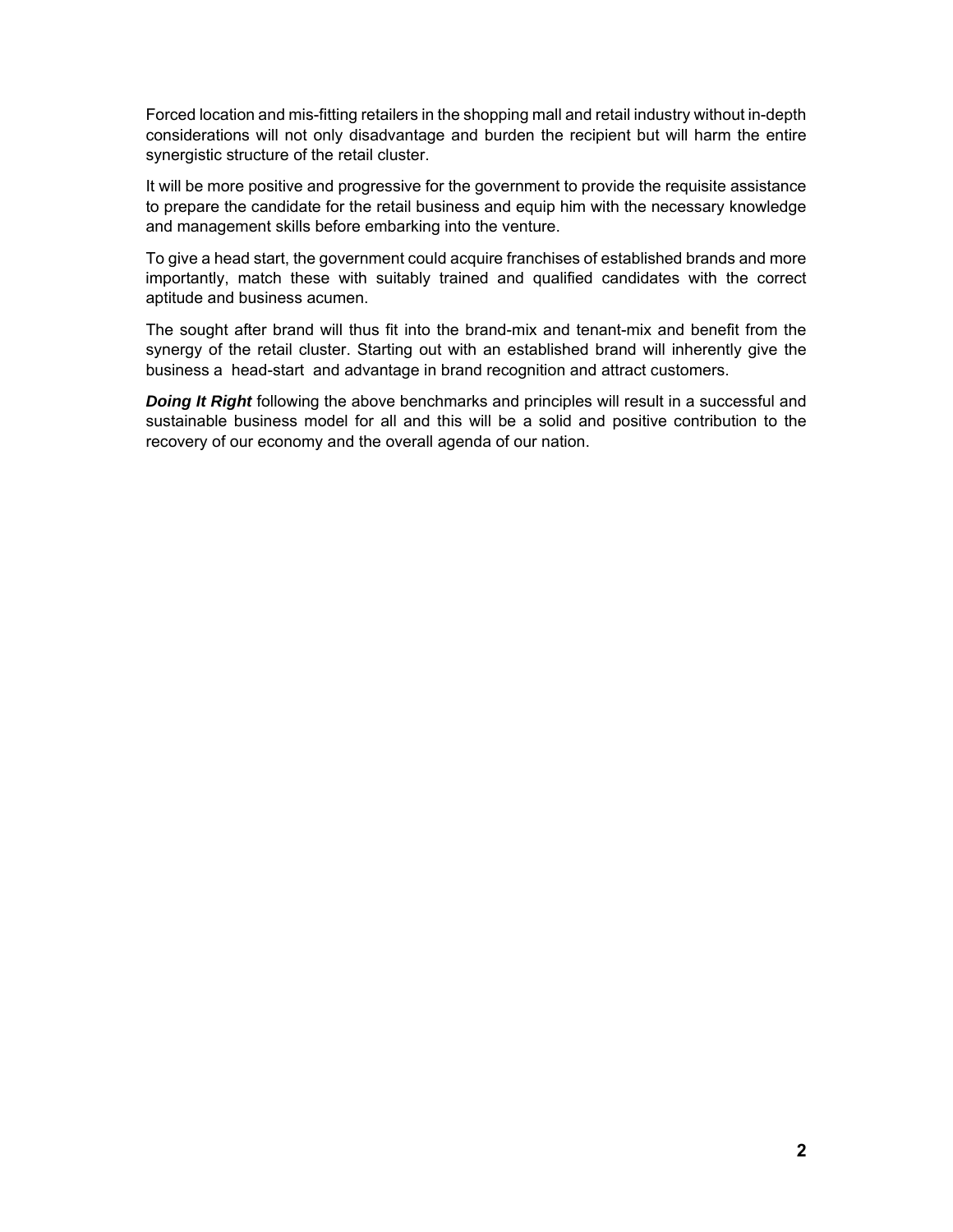Forced location and mis-fitting retailers in the shopping mall and retail industry without in-depth considerations will not only disadvantage and burden the recipient but will harm the entire synergistic structure of the retail cluster.

It will be more positive and progressive for the government to provide the requisite assistance to prepare the candidate for the retail business and equip him with the necessary knowledge and management skills before embarking into the venture.

To give a head start, the government could acquire franchises of established brands and more importantly, match these with suitably trained and qualified candidates with the correct aptitude and business acumen.

The sought after brand will thus fit into the brand-mix and tenant-mix and benefit from the synergy of the retail cluster. Starting out with an established brand will inherently give the business a head-start and advantage in brand recognition and attract customers.

***Doing It Right*** following the above benchmarks and principles will result in a successful and sustainable business model for all and this will be a solid and positive contribution to the recovery of our economy and the overall agenda of our nation.